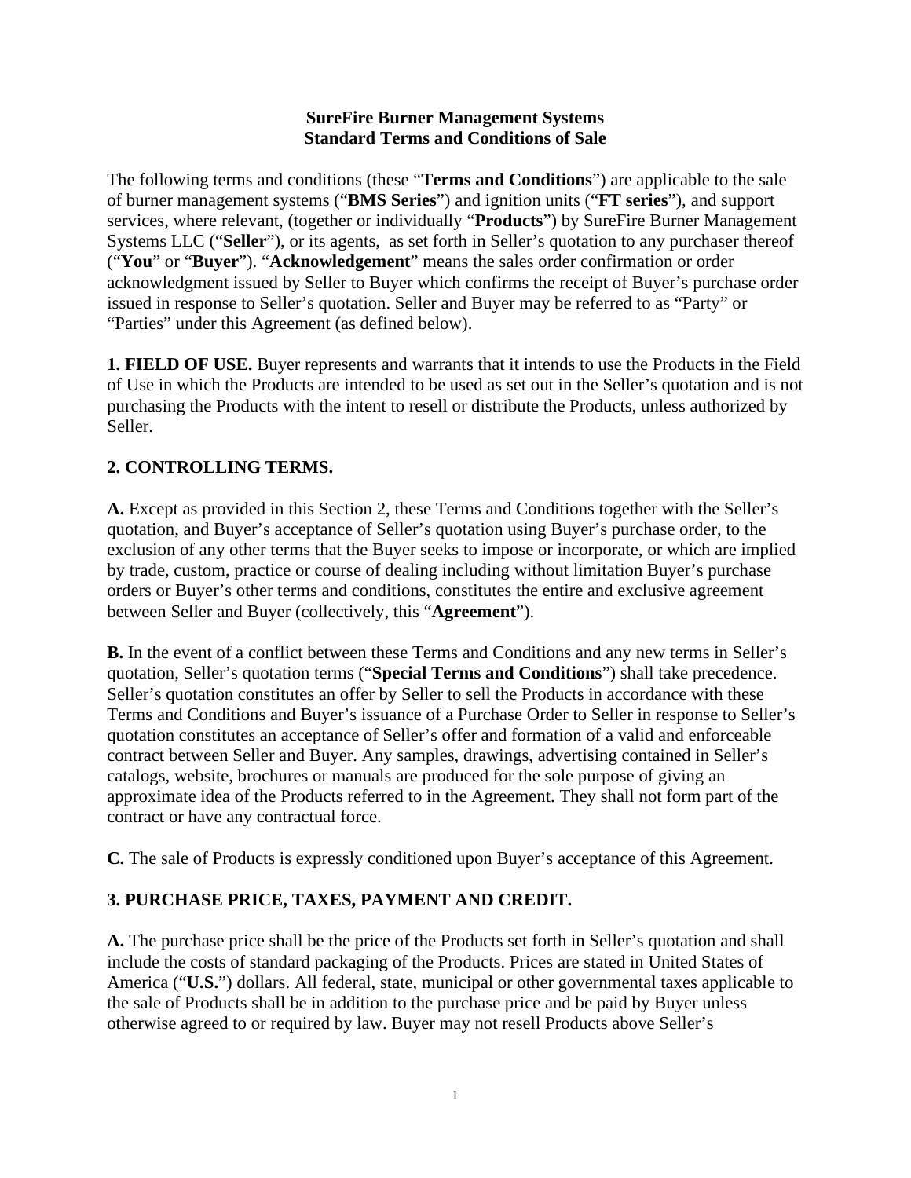**SureFire Burner Management Systems**
**Standard Terms and Conditions of Sale**

The following terms and conditions (these "**Terms and Conditions**") are applicable to the sale of burner management systems ("**BMS Series**") and ignition units ("**FT series**"), and support services, where relevant, (together or individually "**Products**") by SureFire Burner Management Systems LLC ("**Seller**"), or its agents, as set forth in Seller's quotation to any purchaser thereof ("**You**" or "**Buyer**"). "**Acknowledgement**" means the sales order confirmation or order acknowledgment issued by Seller to Buyer which confirms the receipt of Buyer's purchase order issued in response to Seller's quotation. Seller and Buyer may be referred to as "Party" or "Parties" under this Agreement (as defined below).

**1. FIELD OF USE.** Buyer represents and warrants that it intends to use the Products in the Field of Use in which the Products are intended to be used as set out in the Seller's quotation and is not purchasing the Products with the intent to resell or distribute the Products, unless authorized by Seller.

**2. CONTROLLING TERMS.**

**A.** Except as provided in this Section 2, these Terms and Conditions together with the Seller's quotation, and Buyer's acceptance of Seller's quotation using Buyer's purchase order, to the exclusion of any other terms that the Buyer seeks to impose or incorporate, or which are implied by trade, custom, practice or course of dealing including without limitation Buyer's purchase orders or Buyer's other terms and conditions, constitutes the entire and exclusive agreement between Seller and Buyer (collectively, this "**Agreement**").

**B.** In the event of a conflict between these Terms and Conditions and any new terms in Seller's quotation, Seller's quotation terms ("**Special Terms and Conditions**") shall take precedence. Seller's quotation constitutes an offer by Seller to sell the Products in accordance with these Terms and Conditions and Buyer's issuance of a Purchase Order to Seller in response to Seller's quotation constitutes an acceptance of Seller's offer and formation of a valid and enforceable contract between Seller and Buyer. Any samples, drawings, advertising contained in Seller's catalogs, website, brochures or manuals are produced for the sole purpose of giving an approximate idea of the Products referred to in the Agreement. They shall not form part of the contract or have any contractual force.

**C.** The sale of Products is expressly conditioned upon Buyer's acceptance of this Agreement.

**3. PURCHASE PRICE, TAXES, PAYMENT AND CREDIT.**

**A.** The purchase price shall be the price of the Products set forth in Seller's quotation and shall include the costs of standard packaging of the Products. Prices are stated in United States of America ("**U.S.**") dollars. All federal, state, municipal or other governmental taxes applicable to the sale of Products shall be in addition to the purchase price and be paid by Buyer unless otherwise agreed to or required by law. Buyer may not resell Products above Seller's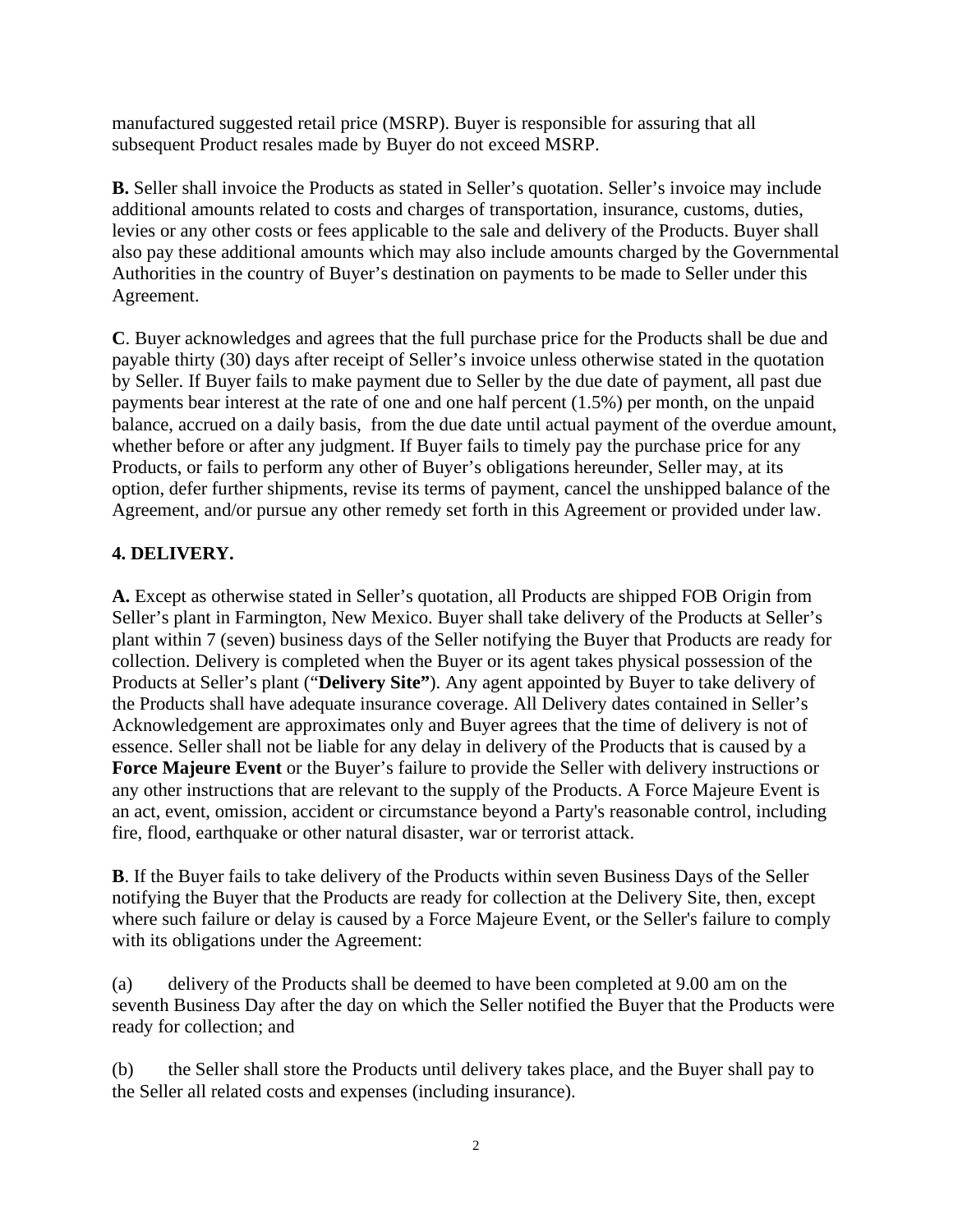manufactured suggested retail price (MSRP). Buyer is responsible for assuring that all subsequent Product resales made by Buyer do not exceed MSRP.

**B.** Seller shall invoice the Products as stated in Seller's quotation. Seller's invoice may include additional amounts related to costs and charges of transportation, insurance, customs, duties, levies or any other costs or fees applicable to the sale and delivery of the Products. Buyer shall also pay these additional amounts which may also include amounts charged by the Governmental Authorities in the country of Buyer's destination on payments to be made to Seller under this Agreement.

**C**. Buyer acknowledges and agrees that the full purchase price for the Products shall be due and payable thirty (30) days after receipt of Seller's invoice unless otherwise stated in the quotation by Seller. If Buyer fails to make payment due to Seller by the due date of payment, all past due payments bear interest at the rate of one and one half percent (1.5%) per month, on the unpaid balance, accrued on a daily basis, from the due date until actual payment of the overdue amount, whether before or after any judgment. If Buyer fails to timely pay the purchase price for any Products, or fails to perform any other of Buyer's obligations hereunder, Seller may, at its option, defer further shipments, revise its terms of payment, cancel the unshipped balance of the Agreement, and/or pursue any other remedy set forth in this Agreement or provided under law.

**4. DELIVERY.**

**A.** Except as otherwise stated in Seller's quotation, all Products are shipped FOB Origin from Seller's plant in Farmington, New Mexico. Buyer shall take delivery of the Products at Seller's plant within 7 (seven) business days of the Seller notifying the Buyer that Products are ready for collection. Delivery is completed when the Buyer or its agent takes physical possession of the Products at Seller's plant ("**Delivery Site"**). Any agent appointed by Buyer to take delivery of the Products shall have adequate insurance coverage. All Delivery dates contained in Seller's Acknowledgement are approximates only and Buyer agrees that the time of delivery is not of essence. Seller shall not be liable for any delay in delivery of the Products that is caused by a **Force Majeure Event** or the Buyer's failure to provide the Seller with delivery instructions or any other instructions that are relevant to the supply of the Products. A Force Majeure Event is an act, event, omission, accident or circumstance beyond a Party's reasonable control, including fire, flood, earthquake or other natural disaster, war or terrorist attack.

**B**. If the Buyer fails to take delivery of the Products within seven Business Days of the Seller notifying the Buyer that the Products are ready for collection at the Delivery Site, then, except where such failure or delay is caused by a Force Majeure Event, or the Seller's failure to comply with its obligations under the Agreement:

(a) delivery of the Products shall be deemed to have been completed at 9.00 am on the seventh Business Day after the day on which the Seller notified the Buyer that the Products were ready for collection; and

(b) the Seller shall store the Products until delivery takes place, and the Buyer shall pay to the Seller all related costs and expenses (including insurance).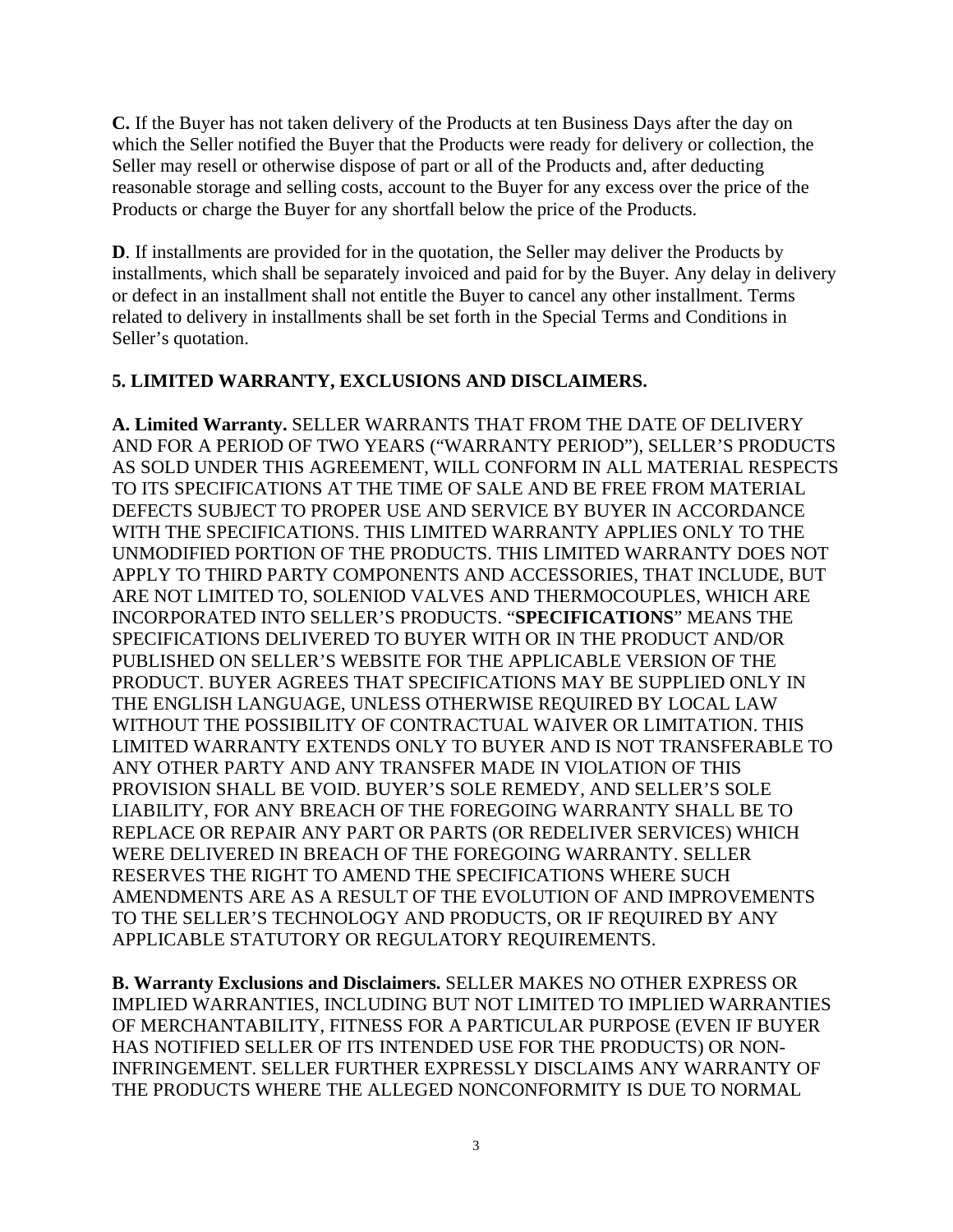**C.** If the Buyer has not taken delivery of the Products at ten Business Days after the day on which the Seller notified the Buyer that the Products were ready for delivery or collection, the Seller may resell or otherwise dispose of part or all of the Products and, after deducting reasonable storage and selling costs, account to the Buyer for any excess over the price of the Products or charge the Buyer for any shortfall below the price of the Products.

**D**. If installments are provided for in the quotation, the Seller may deliver the Products by installments, which shall be separately invoiced and paid for by the Buyer. Any delay in delivery or defect in an installment shall not entitle the Buyer to cancel any other installment. Terms related to delivery in installments shall be set forth in the Special Terms and Conditions in Seller's quotation.

**5. LIMITED WARRANTY, EXCLUSIONS AND DISCLAIMERS.**

**A. Limited Warranty.** SELLER WARRANTS THAT FROM THE DATE OF DELIVERY AND FOR A PERIOD OF TWO YEARS ("WARRANTY PERIOD"), SELLER'S PRODUCTS AS SOLD UNDER THIS AGREEMENT, WILL CONFORM IN ALL MATERIAL RESPECTS TO ITS SPECIFICATIONS AT THE TIME OF SALE AND BE FREE FROM MATERIAL DEFECTS SUBJECT TO PROPER USE AND SERVICE BY BUYER IN ACCORDANCE WITH THE SPECIFICATIONS. THIS LIMITED WARRANTY APPLIES ONLY TO THE UNMODIFIED PORTION OF THE PRODUCTS. THIS LIMITED WARRANTY DOES NOT APPLY TO THIRD PARTY COMPONENTS AND ACCESSORIES, THAT INCLUDE, BUT ARE NOT LIMITED TO, SOLENIOD VALVES AND THERMOCOUPLES, WHICH ARE INCORPORATED INTO SELLER'S PRODUCTS. "**SPECIFICATIONS**" MEANS THE SPECIFICATIONS DELIVERED TO BUYER WITH OR IN THE PRODUCT AND/OR PUBLISHED ON SELLER'S WEBSITE FOR THE APPLICABLE VERSION OF THE PRODUCT. BUYER AGREES THAT SPECIFICATIONS MAY BE SUPPLIED ONLY IN THE ENGLISH LANGUAGE, UNLESS OTHERWISE REQUIRED BY LOCAL LAW WITHOUT THE POSSIBILITY OF CONTRACTUAL WAIVER OR LIMITATION. THIS LIMITED WARRANTY EXTENDS ONLY TO BUYER AND IS NOT TRANSFERABLE TO ANY OTHER PARTY AND ANY TRANSFER MADE IN VIOLATION OF THIS PROVISION SHALL BE VOID. BUYER'S SOLE REMEDY, AND SELLER'S SOLE LIABILITY, FOR ANY BREACH OF THE FOREGOING WARRANTY SHALL BE TO REPLACE OR REPAIR ANY PART OR PARTS (OR REDELIVER SERVICES) WHICH WERE DELIVERED IN BREACH OF THE FOREGOING WARRANTY. SELLER RESERVES THE RIGHT TO AMEND THE SPECIFICATIONS WHERE SUCH AMENDMENTS ARE AS A RESULT OF THE EVOLUTION OF AND IMPROVEMENTS TO THE SELLER'S TECHNOLOGY AND PRODUCTS, OR IF REQUIRED BY ANY APPLICABLE STATUTORY OR REGULATORY REQUIREMENTS.

**B. Warranty Exclusions and Disclaimers.** SELLER MAKES NO OTHER EXPRESS OR IMPLIED WARRANTIES, INCLUDING BUT NOT LIMITED TO IMPLIED WARRANTIES OF MERCHANTABILITY, FITNESS FOR A PARTICULAR PURPOSE (EVEN IF BUYER HAS NOTIFIED SELLER OF ITS INTENDED USE FOR THE PRODUCTS) OR NON-INFRINGEMENT. SELLER FURTHER EXPRESSLY DISCLAIMS ANY WARRANTY OF THE PRODUCTS WHERE THE ALLEGED NONCONFORMITY IS DUE TO NORMAL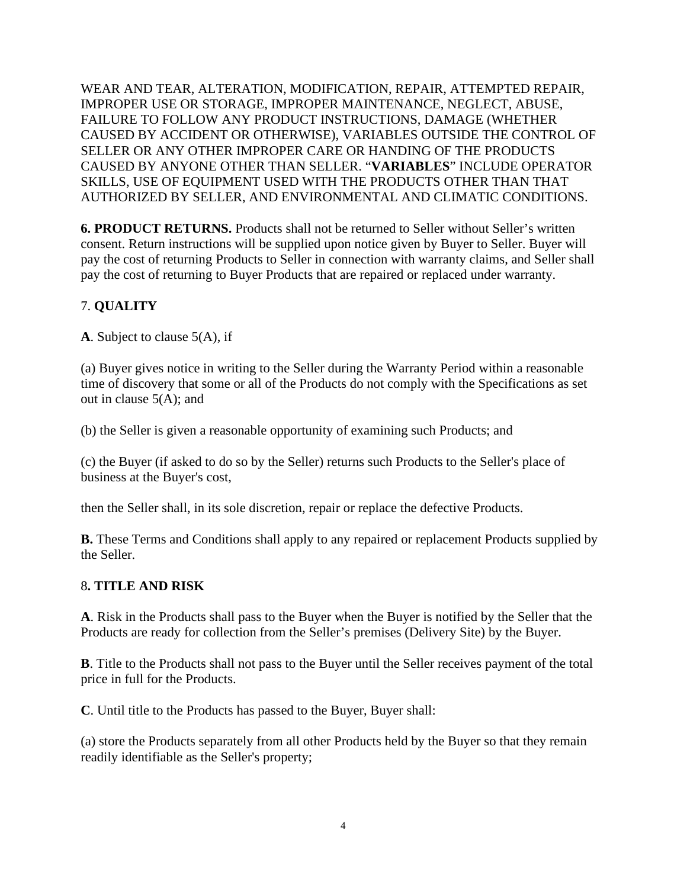WEAR AND TEAR, ALTERATION, MODIFICATION, REPAIR, ATTEMPTED REPAIR, IMPROPER USE OR STORAGE, IMPROPER MAINTENANCE, NEGLECT, ABUSE, FAILURE TO FOLLOW ANY PRODUCT INSTRUCTIONS, DAMAGE (WHETHER CAUSED BY ACCIDENT OR OTHERWISE), VARIABLES OUTSIDE THE CONTROL OF SELLER OR ANY OTHER IMPROPER CARE OR HANDING OF THE PRODUCTS CAUSED BY ANYONE OTHER THAN SELLER. "**VARIABLES**" INCLUDE OPERATOR SKILLS, USE OF EQUIPMENT USED WITH THE PRODUCTS OTHER THAN THAT AUTHORIZED BY SELLER, AND ENVIRONMENTAL AND CLIMATIC CONDITIONS.

**6. PRODUCT RETURNS.** Products shall not be returned to Seller without Seller's written consent. Return instructions will be supplied upon notice given by Buyer to Seller. Buyer will pay the cost of returning Products to Seller in connection with warranty claims, and Seller shall pay the cost of returning to Buyer Products that are repaired or replaced under warranty.

7. **QUALITY**

**A**. Subject to clause 5(A), if

(a) Buyer gives notice in writing to the Seller during the Warranty Period within a reasonable time of discovery that some or all of the Products do not comply with the Specifications as set out in clause 5(A); and

(b) the Seller is given a reasonable opportunity of examining such Products; and

(c) the Buyer (if asked to do so by the Seller) returns such Products to the Seller's place of business at the Buyer's cost,

then the Seller shall, in its sole discretion, repair or replace the defective Products.

**B.** These Terms and Conditions shall apply to any repaired or replacement Products supplied by the Seller.

8**. TITLE AND RISK**

**A**. Risk in the Products shall pass to the Buyer when the Buyer is notified by the Seller that the Products are ready for collection from the Seller's premises (Delivery Site) by the Buyer.

**B**. Title to the Products shall not pass to the Buyer until the Seller receives payment of the total price in full for the Products.

**C**. Until title to the Products has passed to the Buyer, Buyer shall:

(a) store the Products separately from all other Products held by the Buyer so that they remain readily identifiable as the Seller's property;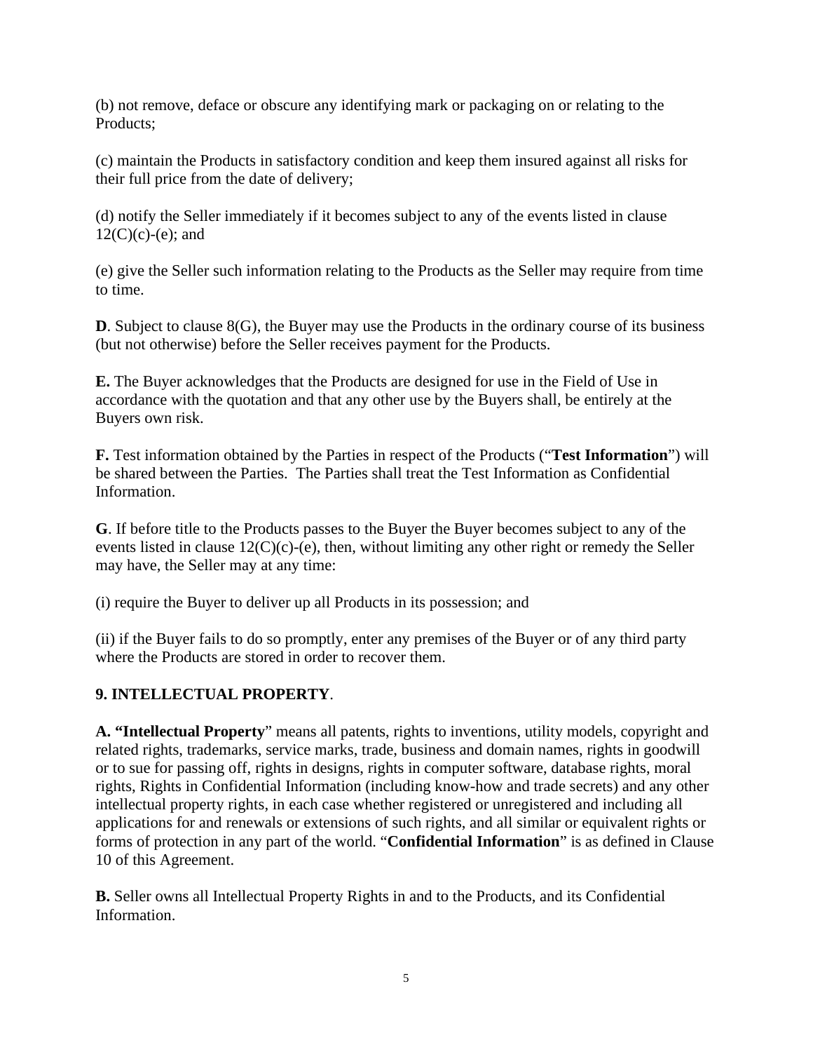(b) not remove, deface or obscure any identifying mark or packaging on or relating to the Products;

(c) maintain the Products in satisfactory condition and keep them insured against all risks for their full price from the date of delivery;

(d) notify the Seller immediately if it becomes subject to any of the events listed in clause 12(C)(c)-(e); and

(e) give the Seller such information relating to the Products as the Seller may require from time to time.

**D**. Subject to clause 8(G), the Buyer may use the Products in the ordinary course of its business (but not otherwise) before the Seller receives payment for the Products.

**E.** The Buyer acknowledges that the Products are designed for use in the Field of Use in accordance with the quotation and that any other use by the Buyers shall, be entirely at the Buyers own risk.

**F.** Test information obtained by the Parties in respect of the Products ("**Test Information**") will be shared between the Parties. The Parties shall treat the Test Information as Confidential Information.

**G**. If before title to the Products passes to the Buyer the Buyer becomes subject to any of the events listed in clause 12(C)(c)-(e), then, without limiting any other right or remedy the Seller may have, the Seller may at any time:

(i) require the Buyer to deliver up all Products in its possession; and

(ii) if the Buyer fails to do so promptly, enter any premises of the Buyer or of any third party where the Products are stored in order to recover them.

**9. INTELLECTUAL PROPERTY**.

**A. "Intellectual Property**" means all patents, rights to inventions, utility models, copyright and related rights, trademarks, service marks, trade, business and domain names, rights in goodwill or to sue for passing off, rights in designs, rights in computer software, database rights, moral rights, Rights in Confidential Information (including know-how and trade secrets) and any other intellectual property rights, in each case whether registered or unregistered and including all applications for and renewals or extensions of such rights, and all similar or equivalent rights or forms of protection in any part of the world. "**Confidential Information**" is as defined in Clause 10 of this Agreement.

**B.** Seller owns all Intellectual Property Rights in and to the Products, and its Confidential Information.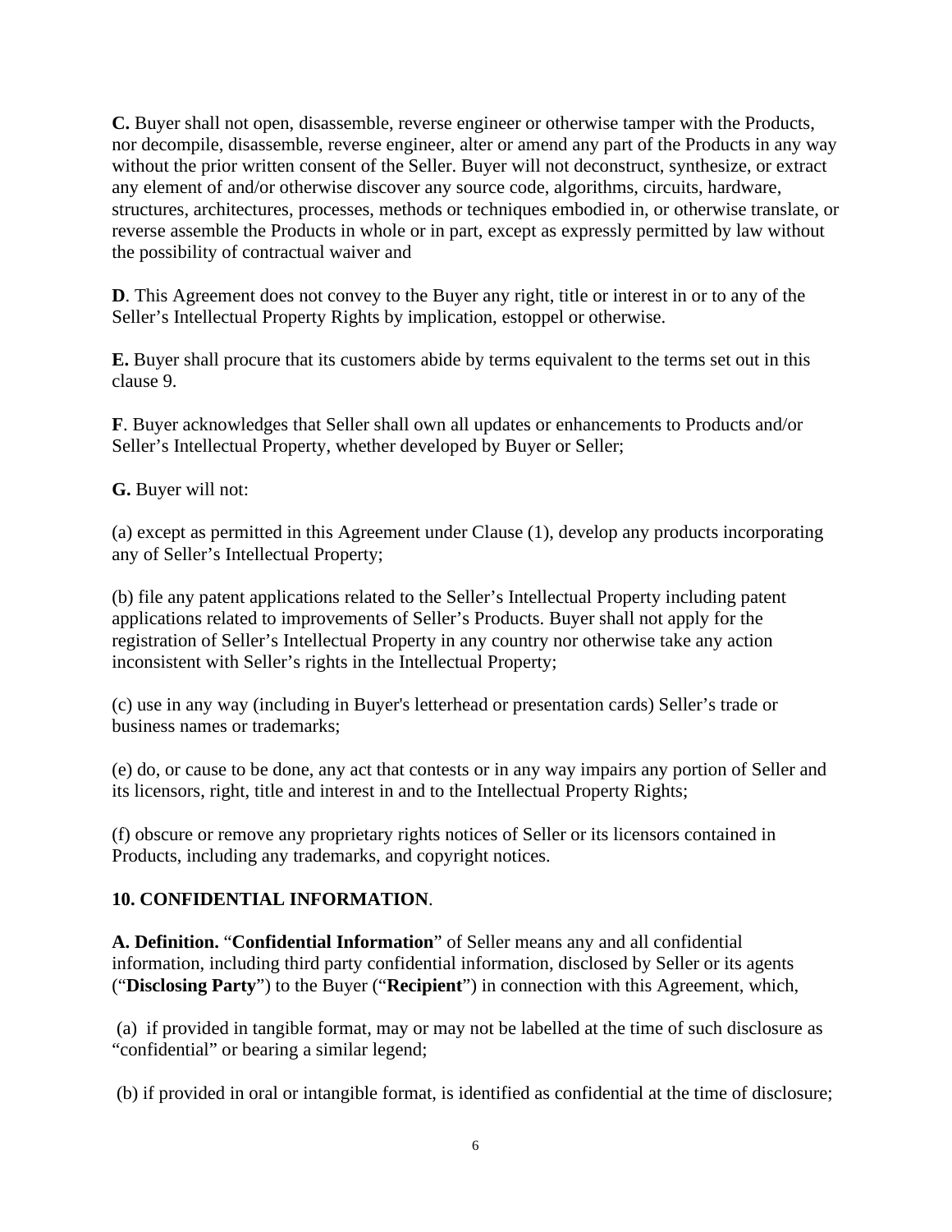**C.** Buyer shall not open, disassemble, reverse engineer or otherwise tamper with the Products, nor decompile, disassemble, reverse engineer, alter or amend any part of the Products in any way without the prior written consent of the Seller. Buyer will not deconstruct, synthesize, or extract any element of and/or otherwise discover any source code, algorithms, circuits, hardware, structures, architectures, processes, methods or techniques embodied in, or otherwise translate, or reverse assemble the Products in whole or in part, except as expressly permitted by law without the possibility of contractual waiver and

**D**. This Agreement does not convey to the Buyer any right, title or interest in or to any of the Seller's Intellectual Property Rights by implication, estoppel or otherwise.

**E.** Buyer shall procure that its customers abide by terms equivalent to the terms set out in this clause 9.

**F**. Buyer acknowledges that Seller shall own all updates or enhancements to Products and/or Seller's Intellectual Property, whether developed by Buyer or Seller;

**G.** Buyer will not:

(a) except as permitted in this Agreement under Clause (1), develop any products incorporating any of Seller's Intellectual Property;

(b) file any patent applications related to the Seller's Intellectual Property including patent applications related to improvements of Seller's Products. Buyer shall not apply for the registration of Seller's Intellectual Property in any country nor otherwise take any action inconsistent with Seller's rights in the Intellectual Property;

(c) use in any way (including in Buyer's letterhead or presentation cards) Seller's trade or business names or trademarks;

(e) do, or cause to be done, any act that contests or in any way impairs any portion of Seller and its licensors, right, title and interest in and to the Intellectual Property Rights;

(f) obscure or remove any proprietary rights notices of Seller or its licensors contained in Products, including any trademarks, and copyright notices.

## 10. CONFIDENTIAL INFORMATION.

**A. Definition.** "**Confidential Information**" of Seller means any and all confidential information, including third party confidential information, disclosed by Seller or its agents ("**Disclosing Party**") to the Buyer ("**Recipient**") in connection with this Agreement, which,

(a) if provided in tangible format, may or may not be labelled at the time of such disclosure as "confidential" or bearing a similar legend;

(b) if provided in oral or intangible format, is identified as confidential at the time of disclosure;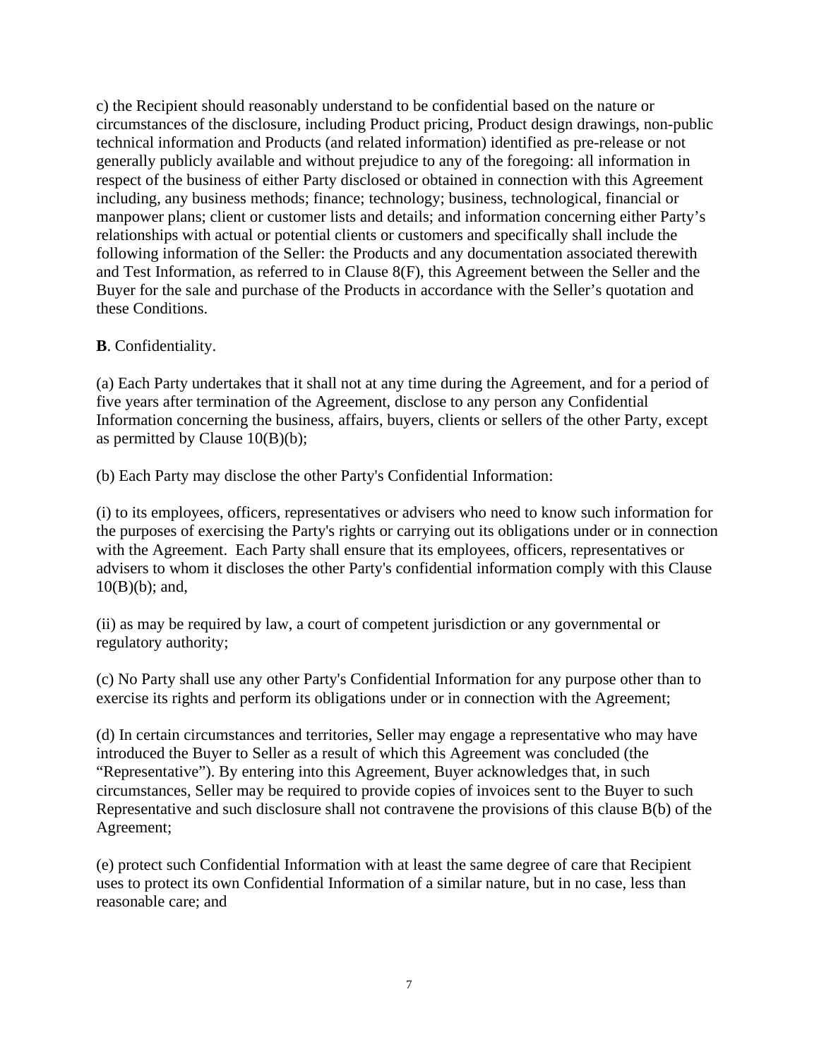c) the Recipient should reasonably understand to be confidential based on the nature or circumstances of the disclosure, including Product pricing, Product design drawings, non-public technical information and Products (and related information) identified as pre-release or not generally publicly available and without prejudice to any of the foregoing: all information in respect of the business of either Party disclosed or obtained in connection with this Agreement including, any business methods; finance; technology; business, technological, financial or manpower plans; client or customer lists and details; and information concerning either Party's relationships with actual or potential clients or customers and specifically shall include the following information of the Seller: the Products and any documentation associated therewith and Test Information, as referred to in Clause 8(F), this Agreement between the Seller and the Buyer for the sale and purchase of the Products in accordance with the Seller's quotation and these Conditions.

**B**. Confidentiality.

(a) Each Party undertakes that it shall not at any time during the Agreement, and for a period of five years after termination of the Agreement, disclose to any person any Confidential Information concerning the business, affairs, buyers, clients or sellers of the other Party, except as permitted by Clause 10(B)(b);

(b) Each Party may disclose the other Party's Confidential Information:

(i) to its employees, officers, representatives or advisers who need to know such information for the purposes of exercising the Party's rights or carrying out its obligations under or in connection with the Agreement. Each Party shall ensure that its employees, officers, representatives or advisers to whom it discloses the other Party's confidential information comply with this Clause 10(B)(b); and,

(ii) as may be required by law, a court of competent jurisdiction or any governmental or regulatory authority;

(c) No Party shall use any other Party's Confidential Information for any purpose other than to exercise its rights and perform its obligations under or in connection with the Agreement;

(d) In certain circumstances and territories, Seller may engage a representative who may have introduced the Buyer to Seller as a result of which this Agreement was concluded (the "Representative"). By entering into this Agreement, Buyer acknowledges that, in such circumstances, Seller may be required to provide copies of invoices sent to the Buyer to such Representative and such disclosure shall not contravene the provisions of this clause B(b) of the Agreement;

(e) protect such Confidential Information with at least the same degree of care that Recipient uses to protect its own Confidential Information of a similar nature, but in no case, less than reasonable care; and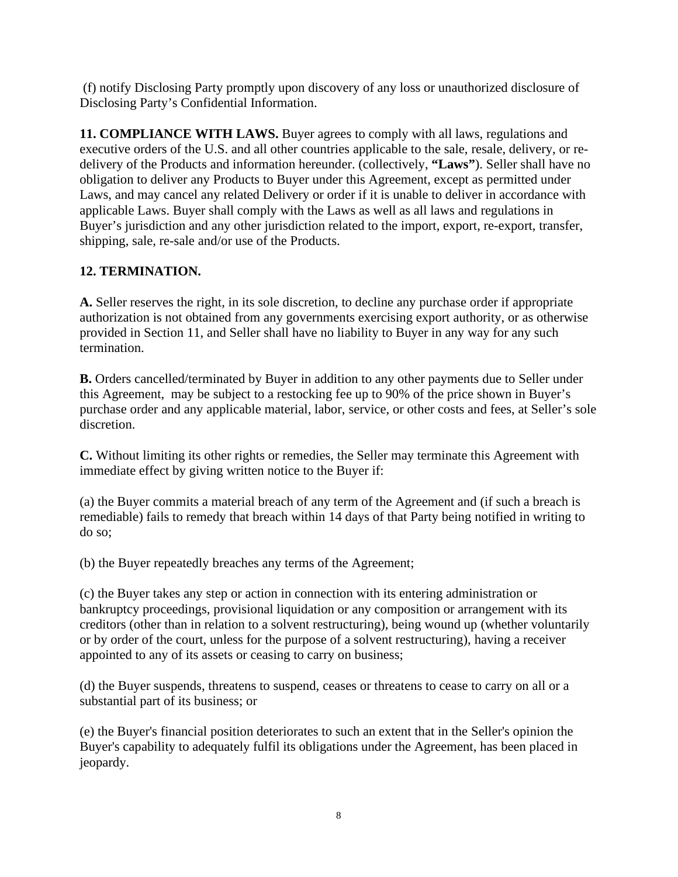(f) notify Disclosing Party promptly upon discovery of any loss or unauthorized disclosure of Disclosing Party's Confidential Information.

**11. COMPLIANCE WITH LAWS.** Buyer agrees to comply with all laws, regulations and executive orders of the U.S. and all other countries applicable to the sale, resale, delivery, or re-delivery of the Products and information hereunder. (collectively, **"Laws"**). Seller shall have no obligation to deliver any Products to Buyer under this Agreement, except as permitted under Laws, and may cancel any related Delivery or order if it is unable to deliver in accordance with applicable Laws. Buyer shall comply with the Laws as well as all laws and regulations in Buyer's jurisdiction and any other jurisdiction related to the import, export, re-export, transfer, shipping, sale, re-sale and/or use of the Products.

**12. TERMINATION.**

**A.** Seller reserves the right, in its sole discretion, to decline any purchase order if appropriate authorization is not obtained from any governments exercising export authority, or as otherwise provided in Section 11, and Seller shall have no liability to Buyer in any way for any such termination.

**B.** Orders cancelled/terminated by Buyer in addition to any other payments due to Seller under this Agreement, may be subject to a restocking fee up to 90% of the price shown in Buyer's purchase order and any applicable material, labor, service, or other costs and fees, at Seller's sole discretion.

**C.** Without limiting its other rights or remedies, the Seller may terminate this Agreement with immediate effect by giving written notice to the Buyer if:

(a) the Buyer commits a material breach of any term of the Agreement and (if such a breach is remediable) fails to remedy that breach within 14 days of that Party being notified in writing to do so;

(b) the Buyer repeatedly breaches any terms of the Agreement;

(c) the Buyer takes any step or action in connection with its entering administration or bankruptcy proceedings, provisional liquidation or any composition or arrangement with its creditors (other than in relation to a solvent restructuring), being wound up (whether voluntarily or by order of the court, unless for the purpose of a solvent restructuring), having a receiver appointed to any of its assets or ceasing to carry on business;

(d) the Buyer suspends, threatens to suspend, ceases or threatens to cease to carry on all or a substantial part of its business; or

(e) the Buyer's financial position deteriorates to such an extent that in the Seller's opinion the Buyer's capability to adequately fulfil its obligations under the Agreement, has been placed in jeopardy.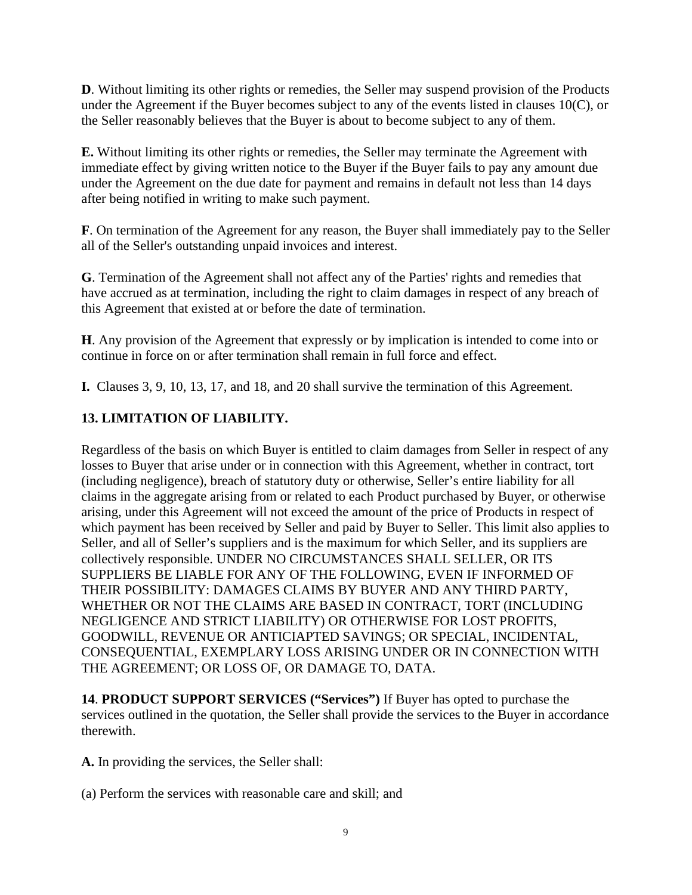**D**. Without limiting its other rights or remedies, the Seller may suspend provision of the Products under the Agreement if the Buyer becomes subject to any of the events listed in clauses 10(C), or the Seller reasonably believes that the Buyer is about to become subject to any of them.

**E.** Without limiting its other rights or remedies, the Seller may terminate the Agreement with immediate effect by giving written notice to the Buyer if the Buyer fails to pay any amount due under the Agreement on the due date for payment and remains in default not less than 14 days after being notified in writing to make such payment.

**F**. On termination of the Agreement for any reason, the Buyer shall immediately pay to the Seller all of the Seller's outstanding unpaid invoices and interest.

**G**. Termination of the Agreement shall not affect any of the Parties' rights and remedies that have accrued as at termination, including the right to claim damages in respect of any breach of this Agreement that existed at or before the date of termination.

**H**. Any provision of the Agreement that expressly or by implication is intended to come into or continue in force on or after termination shall remain in full force and effect.

**I.** Clauses 3, 9, 10, 13, 17, and 18, and 20 shall survive the termination of this Agreement.

## 13. LIMITATION OF LIABILITY.

Regardless of the basis on which Buyer is entitled to claim damages from Seller in respect of any losses to Buyer that arise under or in connection with this Agreement, whether in contract, tort (including negligence), breach of statutory duty or otherwise, Seller's entire liability for all claims in the aggregate arising from or related to each Product purchased by Buyer, or otherwise arising, under this Agreement will not exceed the amount of the price of Products in respect of which payment has been received by Seller and paid by Buyer to Seller. This limit also applies to Seller, and all of Seller's suppliers and is the maximum for which Seller, and its suppliers are collectively responsible. UNDER NO CIRCUMSTANCES SHALL SELLER, OR ITS SUPPLIERS BE LIABLE FOR ANY OF THE FOLLOWING, EVEN IF INFORMED OF THEIR POSSIBILITY: DAMAGES CLAIMS BY BUYER AND ANY THIRD PARTY, WHETHER OR NOT THE CLAIMS ARE BASED IN CONTRACT, TORT (INCLUDING NEGLIGENCE AND STRICT LIABILITY) OR OTHERWISE FOR LOST PROFITS, GOODWILL, REVENUE OR ANTICIAPTED SAVINGS; OR SPECIAL, INCIDENTAL, CONSEQUENTIAL, EXEMPLARY LOSS ARISING UNDER OR IN CONNECTION WITH THE AGREEMENT; OR LOSS OF, OR DAMAGE TO, DATA.

**14**. **PRODUCT SUPPORT SERVICES ("Services")** If Buyer has opted to purchase the services outlined in the quotation, the Seller shall provide the services to the Buyer in accordance therewith.

**A.** In providing the services, the Seller shall:

(a) Perform the services with reasonable care and skill; and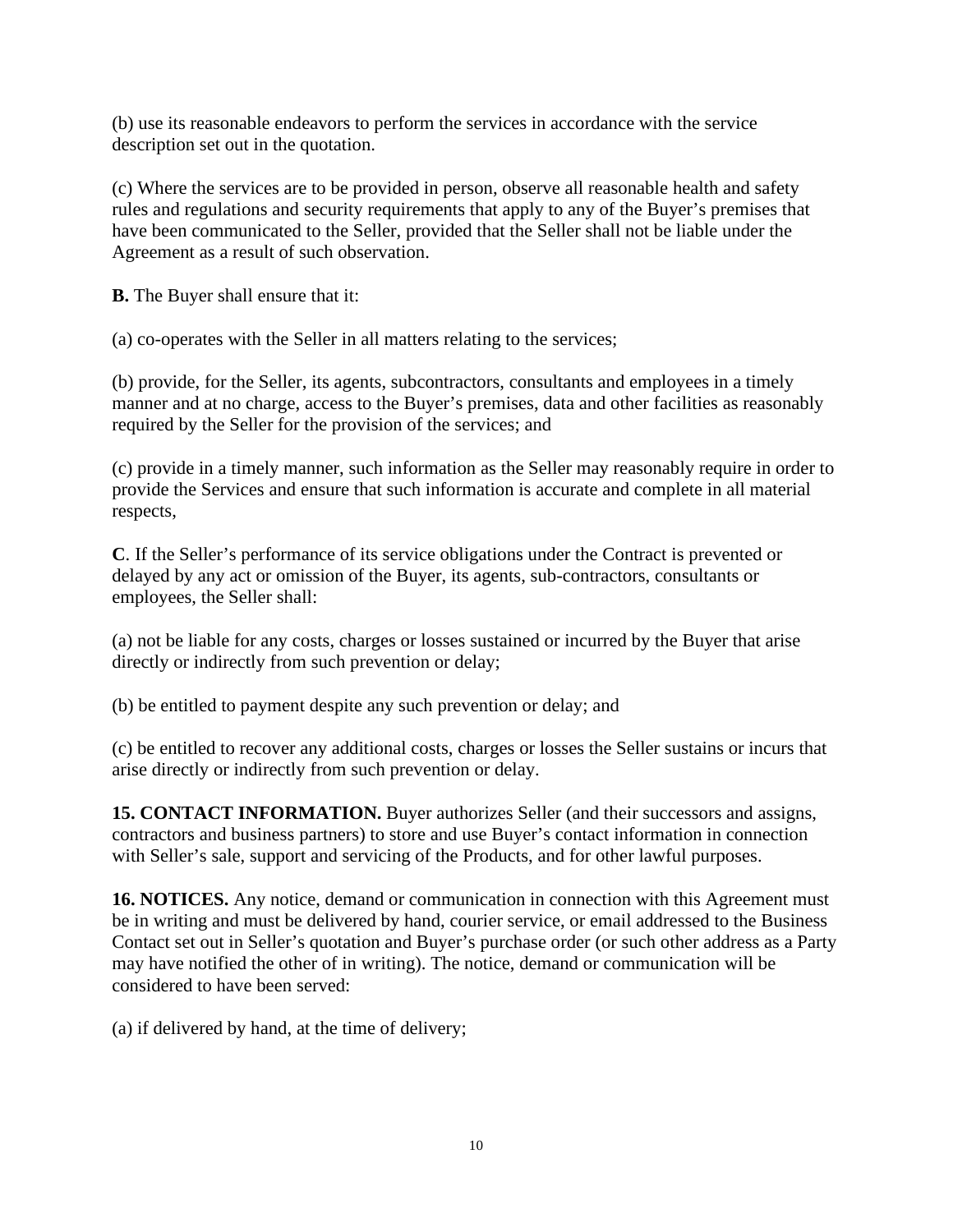(b) use its reasonable endeavors to perform the services in accordance with the service description set out in the quotation.

(c) Where the services are to be provided in person, observe all reasonable health and safety rules and regulations and security requirements that apply to any of the Buyer's premises that have been communicated to the Seller, provided that the Seller shall not be liable under the Agreement as a result of such observation.

**B.** The Buyer shall ensure that it:

(a) co-operates with the Seller in all matters relating to the services;

(b) provide, for the Seller, its agents, subcontractors, consultants and employees in a timely manner and at no charge, access to the Buyer's premises, data and other facilities as reasonably required by the Seller for the provision of the services; and

(c) provide in a timely manner, such information as the Seller may reasonably require in order to provide the Services and ensure that such information is accurate and complete in all material respects,

**C**. If the Seller's performance of its service obligations under the Contract is prevented or delayed by any act or omission of the Buyer, its agents, sub-contractors, consultants or employees, the Seller shall:

(a) not be liable for any costs, charges or losses sustained or incurred by the Buyer that arise directly or indirectly from such prevention or delay;

(b) be entitled to payment despite any such prevention or delay; and

(c) be entitled to recover any additional costs, charges or losses the Seller sustains or incurs that arise directly or indirectly from such prevention or delay.

**15. CONTACT INFORMATION.** Buyer authorizes Seller (and their successors and assigns, contractors and business partners) to store and use Buyer's contact information in connection with Seller's sale, support and servicing of the Products, and for other lawful purposes.

**16. NOTICES.** Any notice, demand or communication in connection with this Agreement must be in writing and must be delivered by hand, courier service, or email addressed to the Business Contact set out in Seller's quotation and Buyer's purchase order (or such other address as a Party may have notified the other of in writing). The notice, demand or communication will be considered to have been served:

(a) if delivered by hand, at the time of delivery;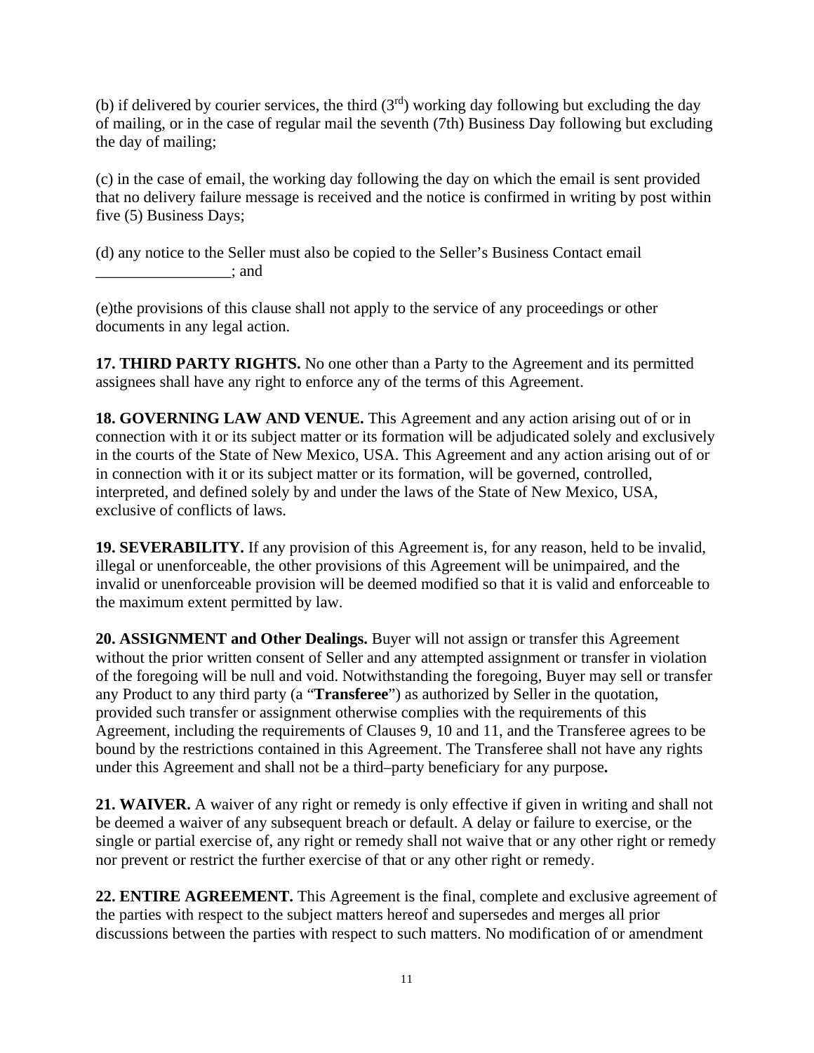(b) if delivered by courier services, the third (3rd) working day following but excluding the day of mailing, or in the case of regular mail the seventh (7th) Business Day following but excluding the day of mailing;

(c) in the case of email, the working day following the day on which the email is sent provided that no delivery failure message is received and the notice is confirmed in writing by post within five (5) Business Days;

(d) any notice to the Seller must also be copied to the Seller's Business Contact email _________________; and

(e)the provisions of this clause shall not apply to the service of any proceedings or other documents in any legal action.

**17. THIRD PARTY RIGHTS.** No one other than a Party to the Agreement and its permitted assignees shall have any right to enforce any of the terms of this Agreement.

**18. GOVERNING LAW AND VENUE.** This Agreement and any action arising out of or in connection with it or its subject matter or its formation will be adjudicated solely and exclusively in the courts of the State of New Mexico, USA. This Agreement and any action arising out of or in connection with it or its subject matter or its formation, will be governed, controlled, interpreted, and defined solely by and under the laws of the State of New Mexico, USA, exclusive of conflicts of laws.

**19. SEVERABILITY.** If any provision of this Agreement is, for any reason, held to be invalid, illegal or unenforceable, the other provisions of this Agreement will be unimpaired, and the invalid or unenforceable provision will be deemed modified so that it is valid and enforceable to the maximum extent permitted by law.

**20. ASSIGNMENT and Other Dealings.** Buyer will not assign or transfer this Agreement without the prior written consent of Seller and any attempted assignment or transfer in violation of the foregoing will be null and void. Notwithstanding the foregoing, Buyer may sell or transfer any Product to any third party (a "**Transferee**") as authorized by Seller in the quotation, provided such transfer or assignment otherwise complies with the requirements of this Agreement, including the requirements of Clauses 9, 10 and 11, and the Transferee agrees to be bound by the restrictions contained in this Agreement. The Transferee shall not have any rights under this Agreement and shall not be a third–party beneficiary for any purpose**.**

**21. WAIVER.** A waiver of any right or remedy is only effective if given in writing and shall not be deemed a waiver of any subsequent breach or default. A delay or failure to exercise, or the single or partial exercise of, any right or remedy shall not waive that or any other right or remedy nor prevent or restrict the further exercise of that or any other right or remedy.

**22. ENTIRE AGREEMENT.** This Agreement is the final, complete and exclusive agreement of the parties with respect to the subject matters hereof and supersedes and merges all prior discussions between the parties with respect to such matters. No modification of or amendment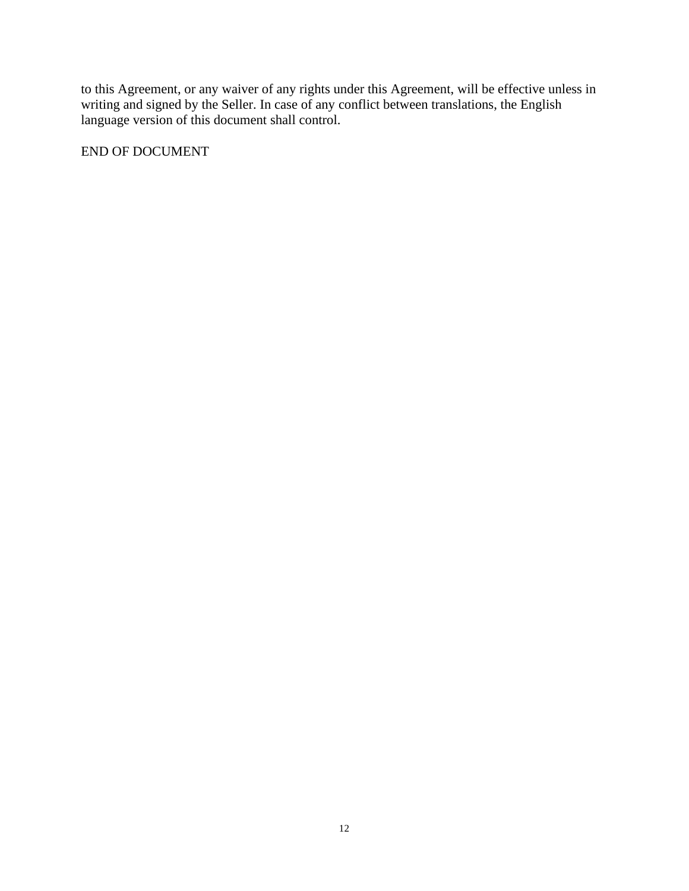to this Agreement, or any waiver of any rights under this Agreement, will be effective unless in writing and signed by the Seller. In case of any conflict between translations, the English language version of this document shall control.

END OF DOCUMENT